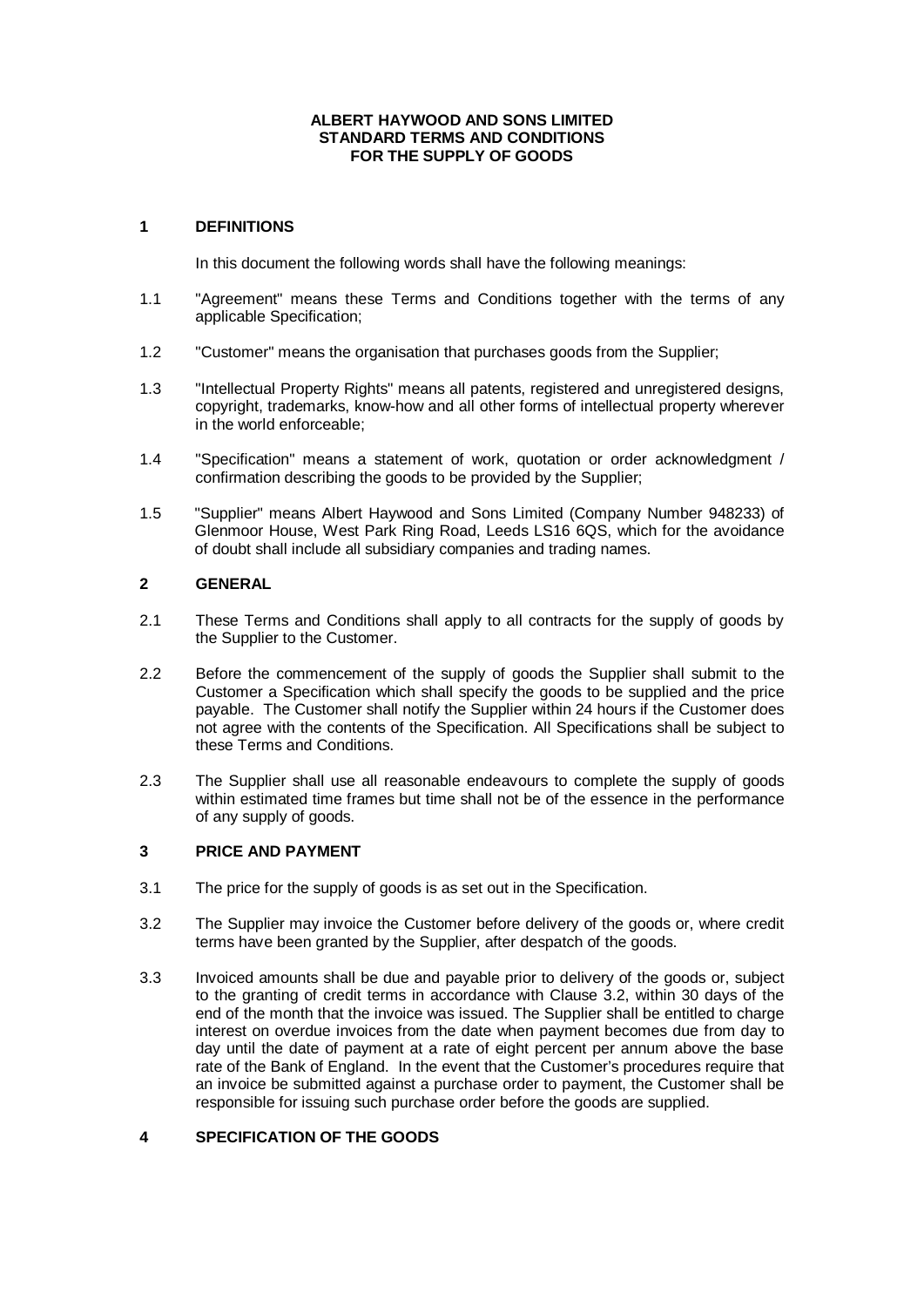**ALBERT HAYWOOD AND SONS LIMITED**
**STANDARD TERMS AND CONDITIONS**
**FOR THE SUPPLY OF GOODS**

## 1 DEFINITIONS

In this document the following words shall have the following meanings:

1.1 "Agreement" means these Terms and Conditions together with the terms of any applicable Specification;

1.2 "Customer" means the organisation that purchases goods from the Supplier;

1.3 "Intellectual Property Rights" means all patents, registered and unregistered designs, copyright, trademarks, know-how and all other forms of intellectual property wherever in the world enforceable;

1.4 "Specification" means a statement of work, quotation or order acknowledgment / confirmation describing the goods to be provided by the Supplier;

1.5 "Supplier" means Albert Haywood and Sons Limited (Company Number 948233) of Glenmoor House, West Park Ring Road, Leeds LS16 6QS, which for the avoidance of doubt shall include all subsidiary companies and trading names.

## 2 GENERAL

2.1 These Terms and Conditions shall apply to all contracts for the supply of goods by the Supplier to the Customer.

2.2 Before the commencement of the supply of goods the Supplier shall submit to the Customer a Specification which shall specify the goods to be supplied and the price payable. The Customer shall notify the Supplier within 24 hours if the Customer does not agree with the contents of the Specification. All Specifications shall be subject to these Terms and Conditions.

2.3 The Supplier shall use all reasonable endeavours to complete the supply of goods within estimated time frames but time shall not be of the essence in the performance of any supply of goods.

## 3 PRICE AND PAYMENT

3.1 The price for the supply of goods is as set out in the Specification.

3.2 The Supplier may invoice the Customer before delivery of the goods or, where credit terms have been granted by the Supplier, after despatch of the goods.

3.3 Invoiced amounts shall be due and payable prior to delivery of the goods or, subject to the granting of credit terms in accordance with Clause 3.2, within 30 days of the end of the month that the invoice was issued. The Supplier shall be entitled to charge interest on overdue invoices from the date when payment becomes due from day to day until the date of payment at a rate of eight percent per annum above the base rate of the Bank of England. In the event that the Customer's procedures require that an invoice be submitted against a purchase order to payment, the Customer shall be responsible for issuing such purchase order before the goods are supplied.

## 4 SPECIFICATION OF THE GOODS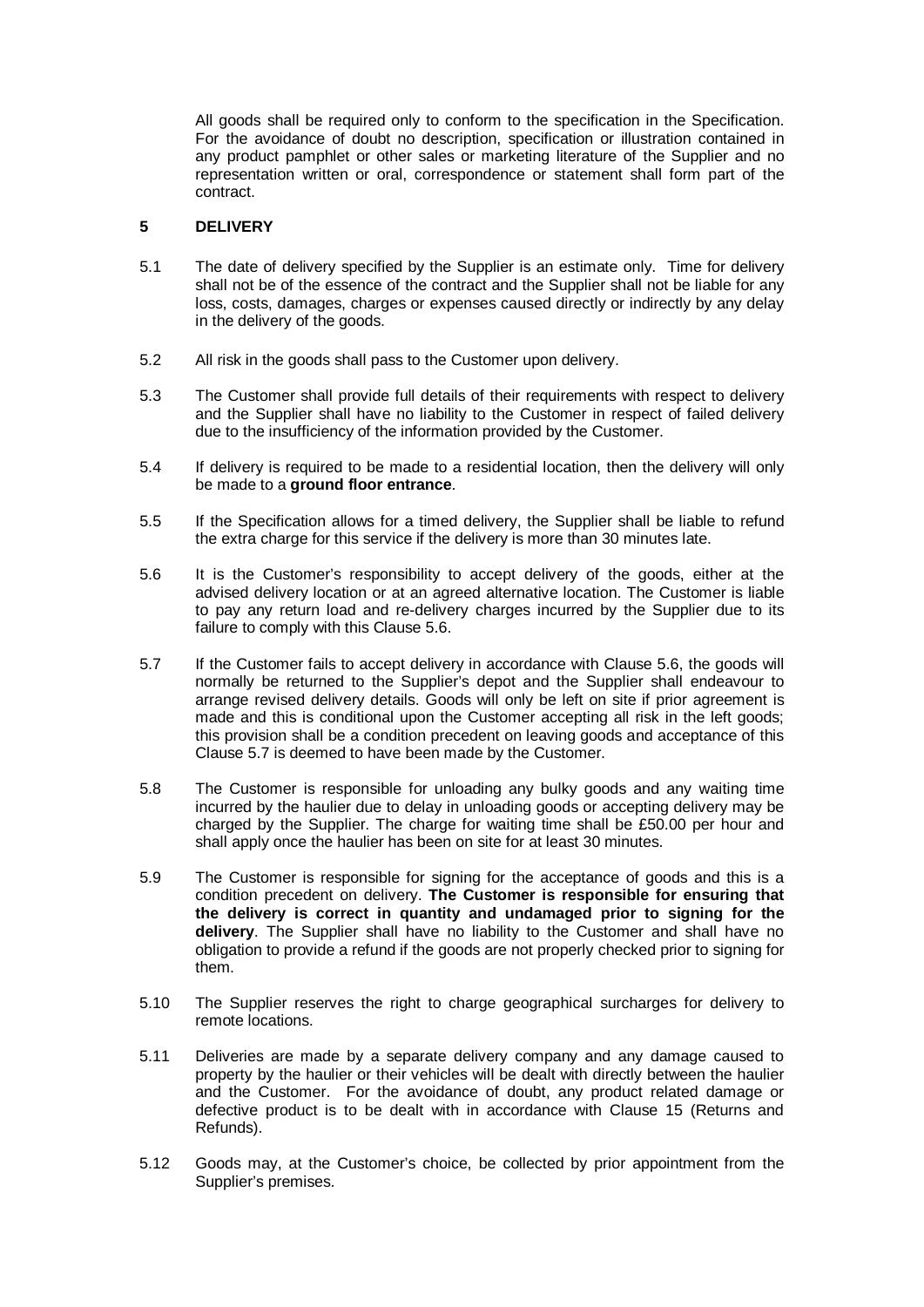All goods shall be required only to conform to the specification in the Specification. For the avoidance of doubt no description, specification or illustration contained in any product pamphlet or other sales or marketing literature of the Supplier and no representation written or oral, correspondence or statement shall form part of the contract.

## 5 DELIVERY

5.1 The date of delivery specified by the Supplier is an estimate only. Time for delivery shall not be of the essence of the contract and the Supplier shall not be liable for any loss, costs, damages, charges or expenses caused directly or indirectly by any delay in the delivery of the goods.

5.2 All risk in the goods shall pass to the Customer upon delivery.

5.3 The Customer shall provide full details of their requirements with respect to delivery and the Supplier shall have no liability to the Customer in respect of failed delivery due to the insufficiency of the information provided by the Customer.

5.4 If delivery is required to be made to a residential location, then the delivery will only be made to a **ground floor entrance**.

5.5 If the Specification allows for a timed delivery, the Supplier shall be liable to refund the extra charge for this service if the delivery is more than 30 minutes late.

5.6 It is the Customer's responsibility to accept delivery of the goods, either at the advised delivery location or at an agreed alternative location. The Customer is liable to pay any return load and re-delivery charges incurred by the Supplier due to its failure to comply with this Clause 5.6.

5.7 If the Customer fails to accept delivery in accordance with Clause 5.6, the goods will normally be returned to the Supplier's depot and the Supplier shall endeavour to arrange revised delivery details. Goods will only be left on site if prior agreement is made and this is conditional upon the Customer accepting all risk in the left goods; this provision shall be a condition precedent on leaving goods and acceptance of this Clause 5.7 is deemed to have been made by the Customer.

5.8 The Customer is responsible for unloading any bulky goods and any waiting time incurred by the haulier due to delay in unloading goods or accepting delivery may be charged by the Supplier. The charge for waiting time shall be £50.00 per hour and shall apply once the haulier has been on site for at least 30 minutes.

5.9 The Customer is responsible for signing for the acceptance of goods and this is a condition precedent on delivery. **The Customer is responsible for ensuring that the delivery is correct in quantity and undamaged prior to signing for the delivery**. The Supplier shall have no liability to the Customer and shall have no obligation to provide a refund if the goods are not properly checked prior to signing for them.

5.10 The Supplier reserves the right to charge geographical surcharges for delivery to remote locations.

5.11 Deliveries are made by a separate delivery company and any damage caused to property by the haulier or their vehicles will be dealt with directly between the haulier and the Customer. For the avoidance of doubt, any product related damage or defective product is to be dealt with in accordance with Clause 15 (Returns and Refunds).

5.12 Goods may, at the Customer's choice, be collected by prior appointment from the Supplier's premises.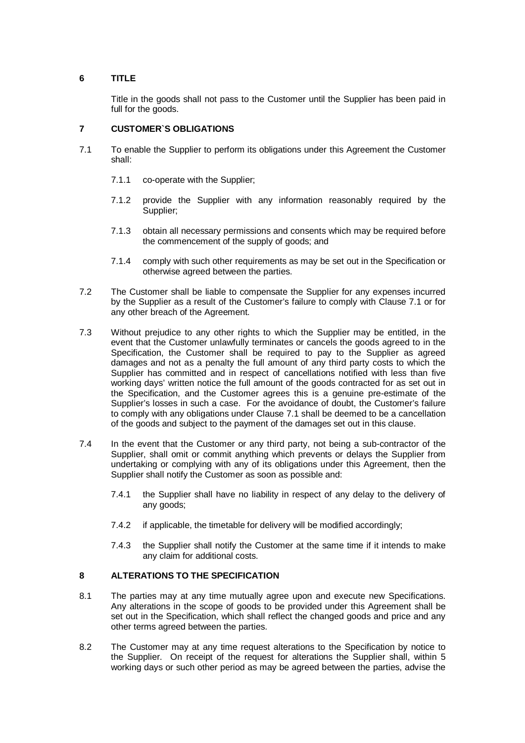## 6 TITLE

Title in the goods shall not pass to the Customer until the Supplier has been paid in full for the goods.

## 7 CUSTOMER`S OBLIGATIONS

7.1 To enable the Supplier to perform its obligations under this Agreement the Customer shall:

7.1.1 co-operate with the Supplier;

7.1.2 provide the Supplier with any information reasonably required by the Supplier;

7.1.3 obtain all necessary permissions and consents which may be required before the commencement of the supply of goods; and

7.1.4 comply with such other requirements as may be set out in the Specification or otherwise agreed between the parties.

7.2 The Customer shall be liable to compensate the Supplier for any expenses incurred by the Supplier as a result of the Customer's failure to comply with Clause 7.1 or for any other breach of the Agreement.

7.3 Without prejudice to any other rights to which the Supplier may be entitled, in the event that the Customer unlawfully terminates or cancels the goods agreed to in the Specification, the Customer shall be required to pay to the Supplier as agreed damages and not as a penalty the full amount of any third party costs to which the Supplier has committed and in respect of cancellations notified with less than five working days' written notice the full amount of the goods contracted for as set out in the Specification, and the Customer agrees this is a genuine pre-estimate of the Supplier's losses in such a case. For the avoidance of doubt, the Customer's failure to comply with any obligations under Clause 7.1 shall be deemed to be a cancellation of the goods and subject to the payment of the damages set out in this clause.

7.4 In the event that the Customer or any third party, not being a sub-contractor of the Supplier, shall omit or commit anything which prevents or delays the Supplier from undertaking or complying with any of its obligations under this Agreement, then the Supplier shall notify the Customer as soon as possible and:

7.4.1 the Supplier shall have no liability in respect of any delay to the delivery of any goods;

7.4.2 if applicable, the timetable for delivery will be modified accordingly;

7.4.3 the Supplier shall notify the Customer at the same time if it intends to make any claim for additional costs.

## 8 ALTERATIONS TO THE SPECIFICATION

8.1 The parties may at any time mutually agree upon and execute new Specifications. Any alterations in the scope of goods to be provided under this Agreement shall be set out in the Specification, which shall reflect the changed goods and price and any other terms agreed between the parties.

8.2 The Customer may at any time request alterations to the Specification by notice to the Supplier. On receipt of the request for alterations the Supplier shall, within 5 working days or such other period as may be agreed between the parties, advise the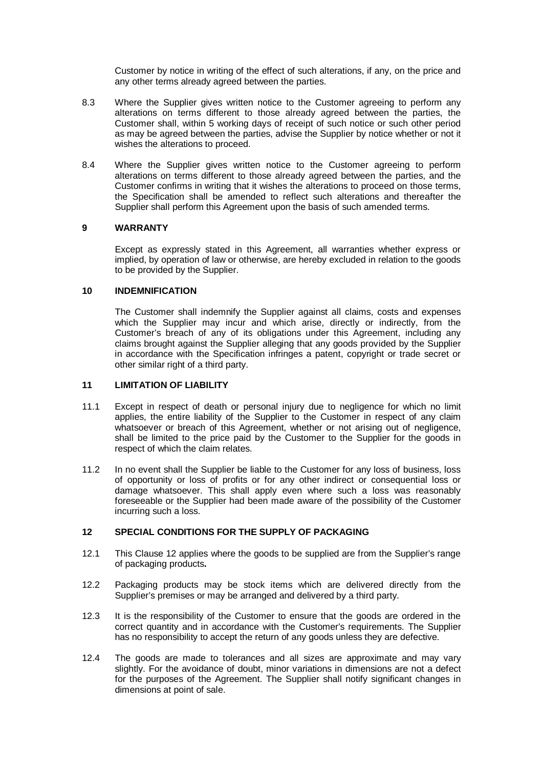Customer by notice in writing of the effect of such alterations, if any, on the price and any other terms already agreed between the parties.

8.3 Where the Supplier gives written notice to the Customer agreeing to perform any alterations on terms different to those already agreed between the parties, the Customer shall, within 5 working days of receipt of such notice or such other period as may be agreed between the parties, advise the Supplier by notice whether or not it wishes the alterations to proceed.

8.4 Where the Supplier gives written notice to the Customer agreeing to perform alterations on terms different to those already agreed between the parties, and the Customer confirms in writing that it wishes the alterations to proceed on those terms, the Specification shall be amended to reflect such alterations and thereafter the Supplier shall perform this Agreement upon the basis of such amended terms.

## 9 WARRANTY

Except as expressly stated in this Agreement, all warranties whether express or implied, by operation of law or otherwise, are hereby excluded in relation to the goods to be provided by the Supplier.

## 10 INDEMNIFICATION

The Customer shall indemnify the Supplier against all claims, costs and expenses which the Supplier may incur and which arise, directly or indirectly, from the Customer's breach of any of its obligations under this Agreement, including any claims brought against the Supplier alleging that any goods provided by the Supplier in accordance with the Specification infringes a patent, copyright or trade secret or other similar right of a third party.

## 11 LIMITATION OF LIABILITY

11.1 Except in respect of death or personal injury due to negligence for which no limit applies, the entire liability of the Supplier to the Customer in respect of any claim whatsoever or breach of this Agreement, whether or not arising out of negligence, shall be limited to the price paid by the Customer to the Supplier for the goods in respect of which the claim relates.

11.2 In no event shall the Supplier be liable to the Customer for any loss of business, loss of opportunity or loss of profits or for any other indirect or consequential loss or damage whatsoever. This shall apply even where such a loss was reasonably foreseeable or the Supplier had been made aware of the possibility of the Customer incurring such a loss.

## 12 SPECIAL CONDITIONS FOR THE SUPPLY OF PACKAGING

12.1 This Clause 12 applies where the goods to be supplied are from the Supplier's range of packaging products**.**

12.2 Packaging products may be stock items which are delivered directly from the Supplier's premises or may be arranged and delivered by a third party.

12.3 It is the responsibility of the Customer to ensure that the goods are ordered in the correct quantity and in accordance with the Customer's requirements. The Supplier has no responsibility to accept the return of any goods unless they are defective.

12.4 The goods are made to tolerances and all sizes are approximate and may vary slightly. For the avoidance of doubt, minor variations in dimensions are not a defect for the purposes of the Agreement. The Supplier shall notify significant changes in dimensions at point of sale.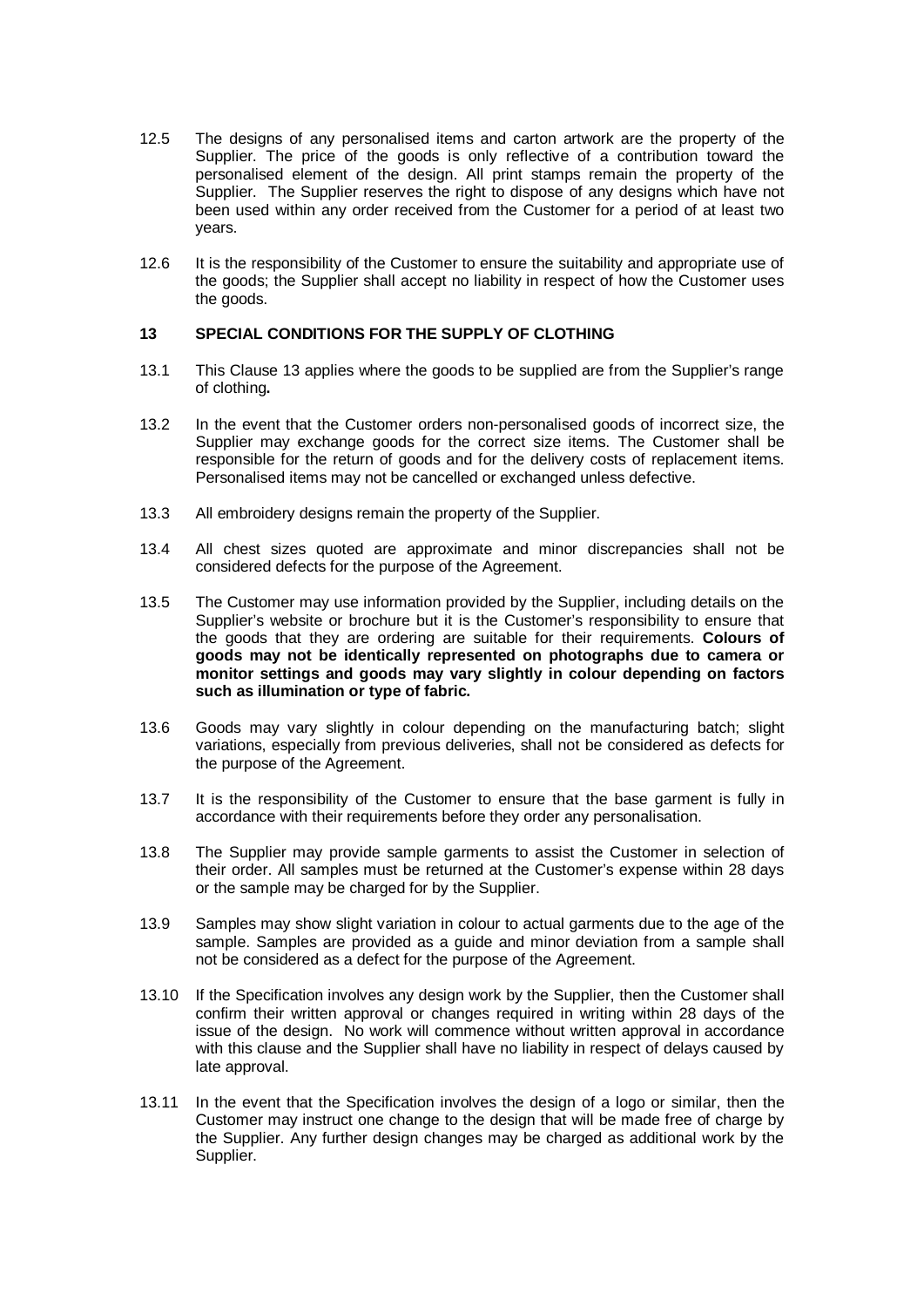12.5 The designs of any personalised items and carton artwork are the property of the Supplier. The price of the goods is only reflective of a contribution toward the personalised element of the design. All print stamps remain the property of the Supplier. The Supplier reserves the right to dispose of any designs which have not been used within any order received from the Customer for a period of at least two years.

12.6 It is the responsibility of the Customer to ensure the suitability and appropriate use of the goods; the Supplier shall accept no liability in respect of how the Customer uses the goods.

## 13 SPECIAL CONDITIONS FOR THE SUPPLY OF CLOTHING

13.1 This Clause 13 applies where the goods to be supplied are from the Supplier's range of clothing**.**

13.2 In the event that the Customer orders non-personalised goods of incorrect size, the Supplier may exchange goods for the correct size items. The Customer shall be responsible for the return of goods and for the delivery costs of replacement items. Personalised items may not be cancelled or exchanged unless defective.

13.3 All embroidery designs remain the property of the Supplier.

13.4 All chest sizes quoted are approximate and minor discrepancies shall not be considered defects for the purpose of the Agreement.

13.5 The Customer may use information provided by the Supplier, including details on the Supplier's website or brochure but it is the Customer's responsibility to ensure that the goods that they are ordering are suitable for their requirements. **Colours of goods may not be identically represented on photographs due to camera or monitor settings and goods may vary slightly in colour depending on factors such as illumination or type of fabric.**

13.6 Goods may vary slightly in colour depending on the manufacturing batch; slight variations, especially from previous deliveries, shall not be considered as defects for the purpose of the Agreement.

13.7 It is the responsibility of the Customer to ensure that the base garment is fully in accordance with their requirements before they order any personalisation.

13.8 The Supplier may provide sample garments to assist the Customer in selection of their order. All samples must be returned at the Customer's expense within 28 days or the sample may be charged for by the Supplier.

13.9 Samples may show slight variation in colour to actual garments due to the age of the sample. Samples are provided as a guide and minor deviation from a sample shall not be considered as a defect for the purpose of the Agreement.

13.10 If the Specification involves any design work by the Supplier, then the Customer shall confirm their written approval or changes required in writing within 28 days of the issue of the design. No work will commence without written approval in accordance with this clause and the Supplier shall have no liability in respect of delays caused by late approval.

13.11 In the event that the Specification involves the design of a logo or similar, then the Customer may instruct one change to the design that will be made free of charge by the Supplier. Any further design changes may be charged as additional work by the Supplier.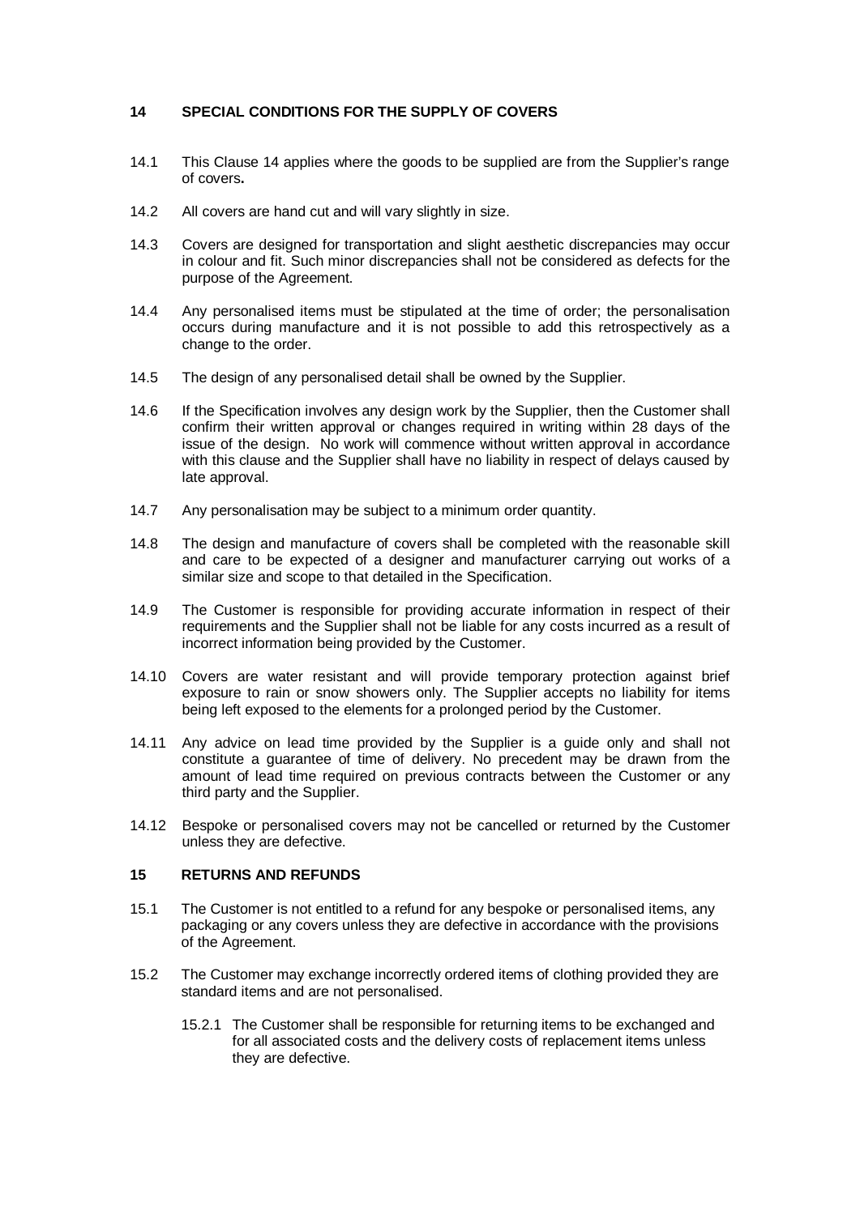## 14 SPECIAL CONDITIONS FOR THE SUPPLY OF COVERS

14.1 This Clause 14 applies where the goods to be supplied are from the Supplier's range of covers**.**

14.2 All covers are hand cut and will vary slightly in size.

14.3 Covers are designed for transportation and slight aesthetic discrepancies may occur in colour and fit. Such minor discrepancies shall not be considered as defects for the purpose of the Agreement.

14.4 Any personalised items must be stipulated at the time of order; the personalisation occurs during manufacture and it is not possible to add this retrospectively as a change to the order.

14.5 The design of any personalised detail shall be owned by the Supplier.

14.6 If the Specification involves any design work by the Supplier, then the Customer shall confirm their written approval or changes required in writing within 28 days of the issue of the design. No work will commence without written approval in accordance with this clause and the Supplier shall have no liability in respect of delays caused by late approval.

14.7 Any personalisation may be subject to a minimum order quantity.

14.8 The design and manufacture of covers shall be completed with the reasonable skill and care to be expected of a designer and manufacturer carrying out works of a similar size and scope to that detailed in the Specification.

14.9 The Customer is responsible for providing accurate information in respect of their requirements and the Supplier shall not be liable for any costs incurred as a result of incorrect information being provided by the Customer.

14.10 Covers are water resistant and will provide temporary protection against brief exposure to rain or snow showers only. The Supplier accepts no liability for items being left exposed to the elements for a prolonged period by the Customer.

14.11 Any advice on lead time provided by the Supplier is a guide only and shall not constitute a guarantee of time of delivery. No precedent may be drawn from the amount of lead time required on previous contracts between the Customer or any third party and the Supplier.

14.12 Bespoke or personalised covers may not be cancelled or returned by the Customer unless they are defective.

## 15 RETURNS AND REFUNDS

15.1 The Customer is not entitled to a refund for any bespoke or personalised items, any packaging or any covers unless they are defective in accordance with the provisions of the Agreement.

15.2 The Customer may exchange incorrectly ordered items of clothing provided they are standard items and are not personalised.

15.2.1 The Customer shall be responsible for returning items to be exchanged and for all associated costs and the delivery costs of replacement items unless they are defective.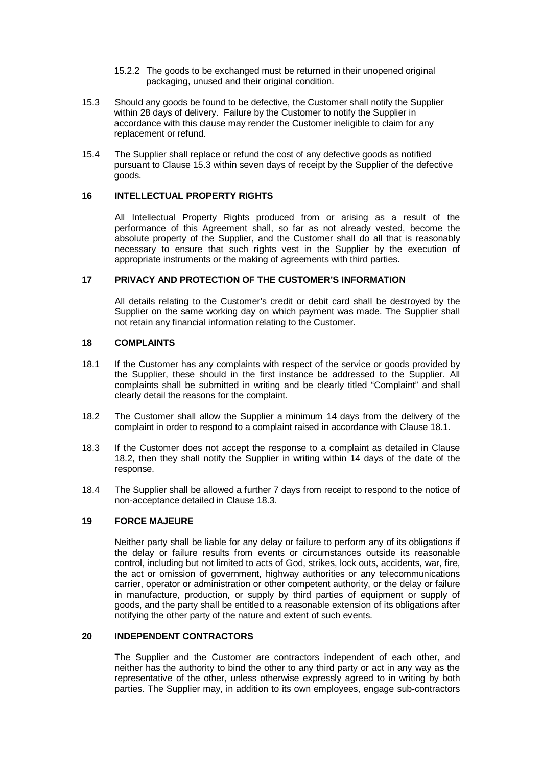15.2.2 The goods to be exchanged must be returned in their unopened original packaging, unused and their original condition.

15.3 Should any goods be found to be defective, the Customer shall notify the Supplier within 28 days of delivery. Failure by the Customer to notify the Supplier in accordance with this clause may render the Customer ineligible to claim for any replacement or refund.

15.4 The Supplier shall replace or refund the cost of any defective goods as notified pursuant to Clause 15.3 within seven days of receipt by the Supplier of the defective goods.

## 16 INTELLECTUAL PROPERTY RIGHTS

All Intellectual Property Rights produced from or arising as a result of the performance of this Agreement shall, so far as not already vested, become the absolute property of the Supplier, and the Customer shall do all that is reasonably necessary to ensure that such rights vest in the Supplier by the execution of appropriate instruments or the making of agreements with third parties.

## 17 PRIVACY AND PROTECTION OF THE CUSTOMER'S INFORMATION

All details relating to the Customer's credit or debit card shall be destroyed by the Supplier on the same working day on which payment was made. The Supplier shall not retain any financial information relating to the Customer.

## 18 COMPLAINTS

18.1 If the Customer has any complaints with respect of the service or goods provided by the Supplier, these should in the first instance be addressed to the Supplier. All complaints shall be submitted in writing and be clearly titled "Complaint" and shall clearly detail the reasons for the complaint.

18.2 The Customer shall allow the Supplier a minimum 14 days from the delivery of the complaint in order to respond to a complaint raised in accordance with Clause 18.1.

18.3 If the Customer does not accept the response to a complaint as detailed in Clause 18.2, then they shall notify the Supplier in writing within 14 days of the date of the response.

18.4 The Supplier shall be allowed a further 7 days from receipt to respond to the notice of non-acceptance detailed in Clause 18.3.

## 19 FORCE MAJEURE

Neither party shall be liable for any delay or failure to perform any of its obligations if the delay or failure results from events or circumstances outside its reasonable control, including but not limited to acts of God, strikes, lock outs, accidents, war, fire, the act or omission of government, highway authorities or any telecommunications carrier, operator or administration or other competent authority, or the delay or failure in manufacture, production, or supply by third parties of equipment or supply of goods, and the party shall be entitled to a reasonable extension of its obligations after notifying the other party of the nature and extent of such events.

## 20 INDEPENDENT CONTRACTORS

The Supplier and the Customer are contractors independent of each other, and neither has the authority to bind the other to any third party or act in any way as the representative of the other, unless otherwise expressly agreed to in writing by both parties. The Supplier may, in addition to its own employees, engage sub-contractors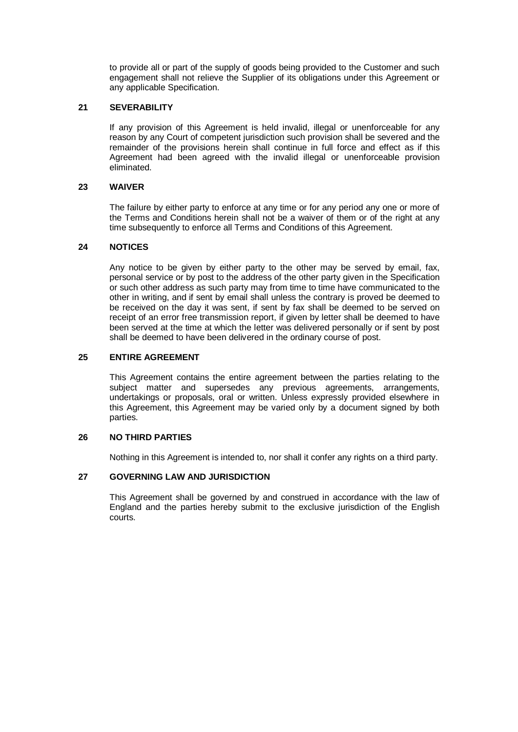to provide all or part of the supply of goods being provided to the Customer and such engagement shall not relieve the Supplier of its obligations under this Agreement or any applicable Specification.

## 21 SEVERABILITY

If any provision of this Agreement is held invalid, illegal or unenforceable for any reason by any Court of competent jurisdiction such provision shall be severed and the remainder of the provisions herein shall continue in full force and effect as if this Agreement had been agreed with the invalid illegal or unenforceable provision eliminated.

## 23 WAIVER

The failure by either party to enforce at any time or for any period any one or more of the Terms and Conditions herein shall not be a waiver of them or of the right at any time subsequently to enforce all Terms and Conditions of this Agreement.

## 24 NOTICES

Any notice to be given by either party to the other may be served by email, fax, personal service or by post to the address of the other party given in the Specification or such other address as such party may from time to time have communicated to the other in writing, and if sent by email shall unless the contrary is proved be deemed to be received on the day it was sent, if sent by fax shall be deemed to be served on receipt of an error free transmission report, if given by letter shall be deemed to have been served at the time at which the letter was delivered personally or if sent by post shall be deemed to have been delivered in the ordinary course of post.

## 25 ENTIRE AGREEMENT

This Agreement contains the entire agreement between the parties relating to the subject matter and supersedes any previous agreements, arrangements, undertakings or proposals, oral or written. Unless expressly provided elsewhere in this Agreement, this Agreement may be varied only by a document signed by both parties.

## 26 NO THIRD PARTIES

Nothing in this Agreement is intended to, nor shall it confer any rights on a third party.

## 27 GOVERNING LAW AND JURISDICTION

This Agreement shall be governed by and construed in accordance with the law of England and the parties hereby submit to the exclusive jurisdiction of the English courts.